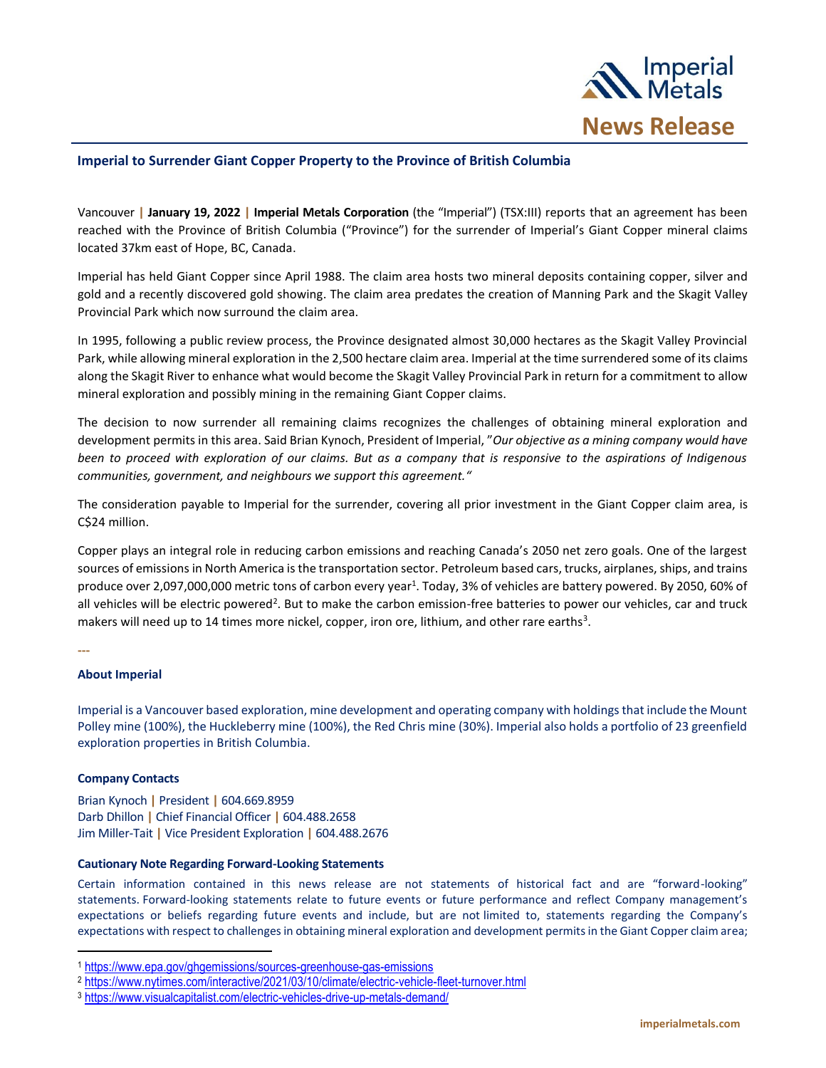Imperial Metals

# News Release

## Imperial to Surrender Giant Copper Property to the Province of British Columbia

Vancouver | **January 19, 2022** | **Imperial Metals Corporation** (the "Imperial") (TSX:III) reports that an agreement has been reached with the Province of British Columbia ("Province") for the surrender of Imperial's Giant Copper mineral claims located 37km east of Hope, BC, Canada.

Imperial has held Giant Copper since April 1988. The claim area hosts two mineral deposits containing copper, silver and gold and a recently discovered gold showing. The claim area predates the creation of Manning Park and the Skagit Valley Provincial Park which now surround the claim area.

In 1995, following a public review process, the Province designated almost 30,000 hectares as the Skagit Valley Provincial Park, while allowing mineral exploration in the 2,500 hectare claim area. Imperial at the time surrendered some of its claims along the Skagit River to enhance what would become the Skagit Valley Provincial Park in return for a commitment to allow mineral exploration and possibly mining in the remaining Giant Copper claims.

The decision to now surrender all remaining claims recognizes the challenges of obtaining mineral exploration and development permits in this area. Said Brian Kynoch, President of Imperial, "*Our objective as a mining company would have been to proceed with exploration of our claims. But as a company that is responsive to the aspirations of Indigenous communities, government, and neighbours we support this agreement.*"

The consideration payable to Imperial for the surrender, covering all prior investment in the Giant Copper claim area, is C$24 million.

Copper plays an integral role in reducing carbon emissions and reaching Canada's 2050 net zero goals. One of the largest sources of emissions in North America is the transportation sector. Petroleum based cars, trucks, airplanes, ships, and trains produce over 2,097,000,000 metric tons of carbon every year[1]. Today, 3% of vehicles are battery powered. By 2050, 60% of all vehicles will be electric powered[2]. But to make the carbon emission-free batteries to power our vehicles, car and truck makers will need up to 14 times more nickel, copper, iron ore, lithium, and other rare earths[3].

---

### About Imperial

Imperial is a Vancouver based exploration, mine development and operating company with holdings that include the Mount Polley mine (100%), the Huckleberry mine (100%), the Red Chris mine (30%). Imperial also holds a portfolio of 23 greenfield exploration properties in British Columbia.

### Company Contacts

Brian Kynoch | President | 604.669.8959
Darb Dhillon | Chief Financial Officer | 604.488.2658
Jim Miller-Tait | Vice President Exploration | 604.488.2676

### Cautionary Note Regarding Forward-Looking Statements

Certain information contained in this news release are not statements of historical fact and are "forward-looking" statements. Forward-looking statements relate to future events or future performance and reflect Company management's expectations or beliefs regarding future events and include, but are not limited to, statements regarding the Company's expectations with respect to challenges in obtaining mineral exploration and development permits in the Giant Copper claim area;

[1] https://www.epa.gov/ghgemissions/sources-greenhouse-gas-emissions
[2] https://www.nytimes.com/interactive/2021/03/10/climate/electric-vehicle-fleet-turnover.html
[3] https://www.visualcapitalist.com/electric-vehicles-drive-up-metals-demand/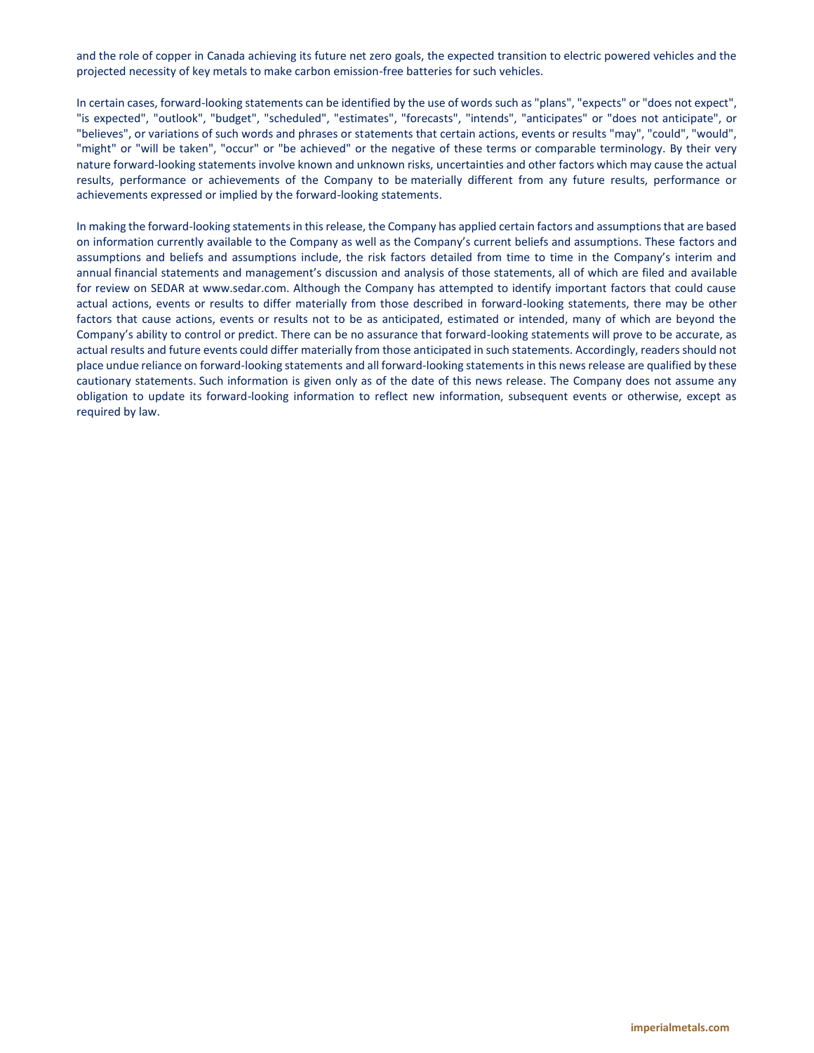and the role of copper in Canada achieving its future net zero goals, the expected transition to electric powered vehicles and the projected necessity of key metals to make carbon emission-free batteries for such vehicles.

In certain cases, forward-looking statements can be identified by the use of words such as "plans", "expects" or "does not expect", "is expected", "outlook", "budget", "scheduled", "estimates", "forecasts", "intends", "anticipates" or "does not anticipate", or "believes", or variations of such words and phrases or statements that certain actions, events or results "may", "could", "would", "might" or "will be taken", "occur" or "be achieved" or the negative of these terms or comparable terminology. By their very nature forward-looking statements involve known and unknown risks, uncertainties and other factors which may cause the actual results, performance or achievements of the Company to be materially different from any future results, performance or achievements expressed or implied by the forward-looking statements.

In making the forward-looking statements in this release, the Company has applied certain factors and assumptions that are based on information currently available to the Company as well as the Company's current beliefs and assumptions. These factors and assumptions and beliefs and assumptions include, the risk factors detailed from time to time in the Company's interim and annual financial statements and management's discussion and analysis of those statements, all of which are filed and available for review on SEDAR at www.sedar.com. Although the Company has attempted to identify important factors that could cause actual actions, events or results to differ materially from those described in forward-looking statements, there may be other factors that cause actions, events or results not to be as anticipated, estimated or intended, many of which are beyond the Company's ability to control or predict. There can be no assurance that forward-looking statements will prove to be accurate, as actual results and future events could differ materially from those anticipated in such statements. Accordingly, readers should not place undue reliance on forward-looking statements and all forward-looking statements in this news release are qualified by these cautionary statements. Such information is given only as of the date of this news release. The Company does not assume any obligation to update its forward-looking information to reflect new information, subsequent events or otherwise, except as required by law.